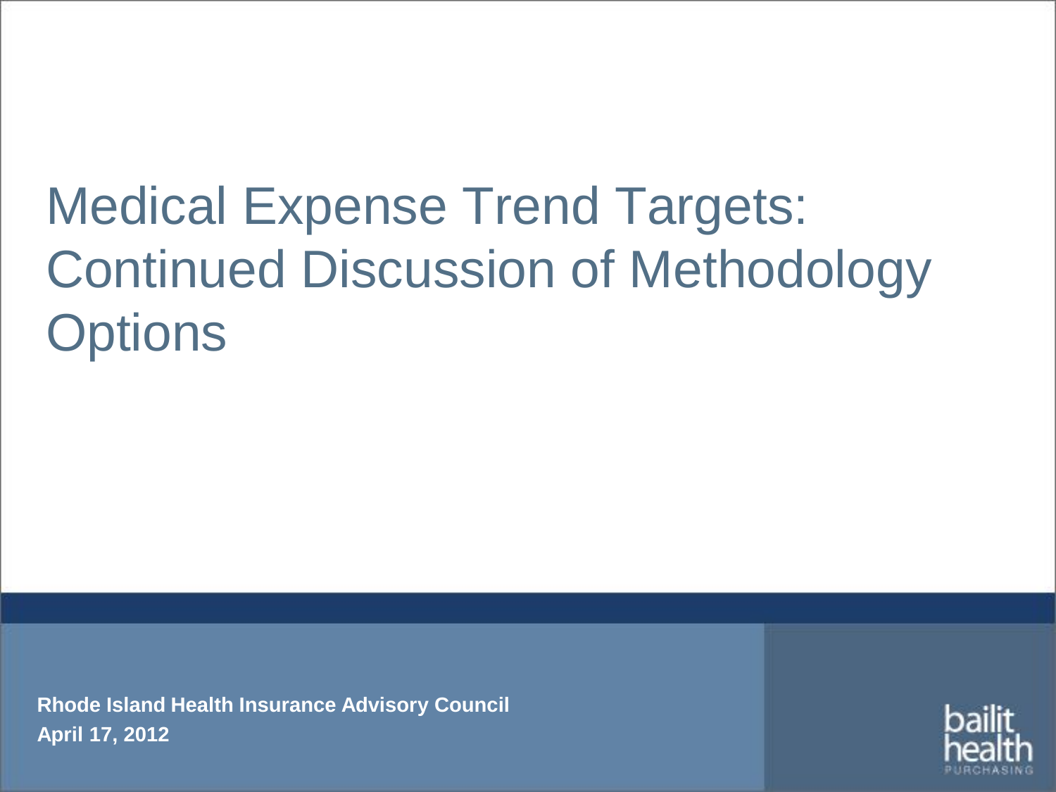# Medical Expense Trend Targets: Continued Discussion of Methodology Options

**Rhode Island Health Insurance Advisory Council**
**April 17, 2012**

bailit health PURCHASING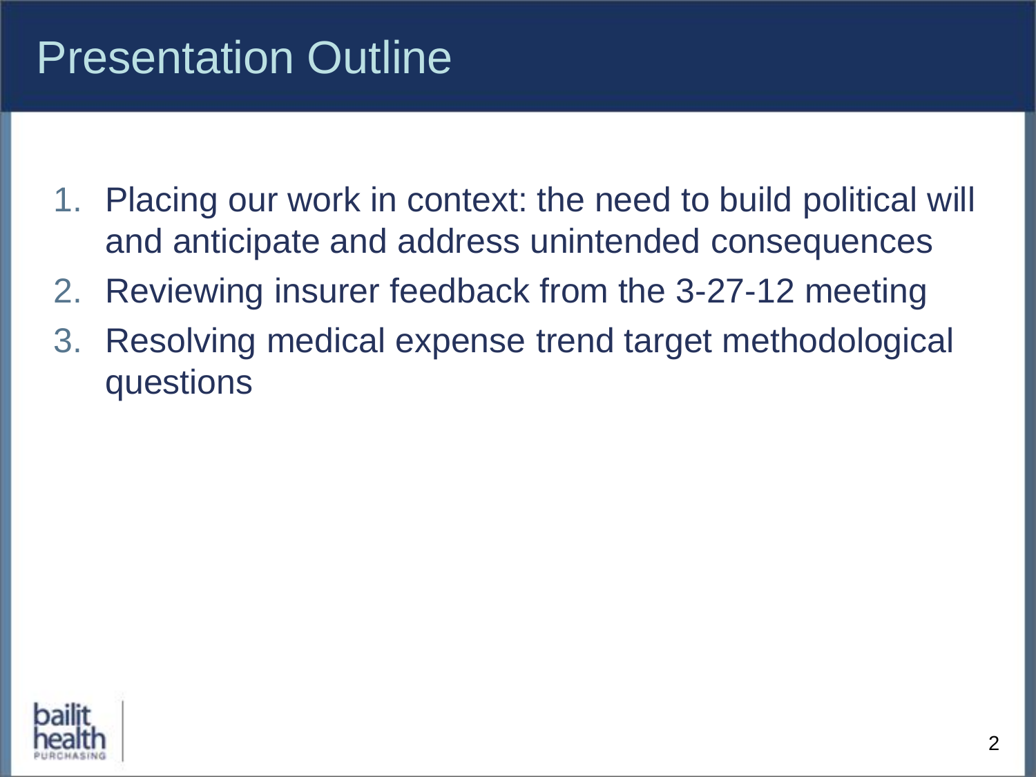# Presentation Outline

1. Placing our work in context: the need to build political will and anticipate and address unintended consequences
2. Reviewing insurer feedback from the 3-27-12 meeting
3. Resolving medical expense trend target methodological questions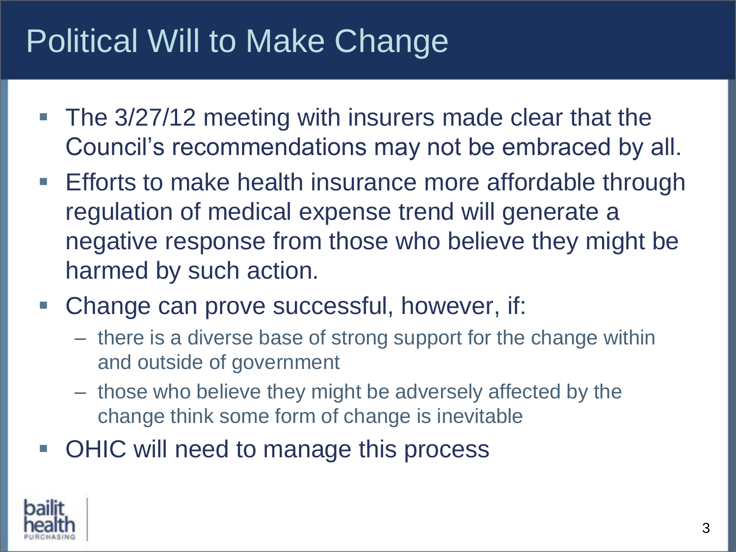# Political Will to Make Change

- The 3/27/12 meeting with insurers made clear that the Council's recommendations may not be embraced by all.
- Efforts to make health insurance more affordable through regulation of medical expense trend will generate a negative response from those who believe they might be harmed by such action.
- Change can prove successful, however, if:
  - there is a diverse base of strong support for the change within and outside of government
  - those who believe they might be adversely affected by the change think some form of change is inevitable
- OHIC will need to manage this process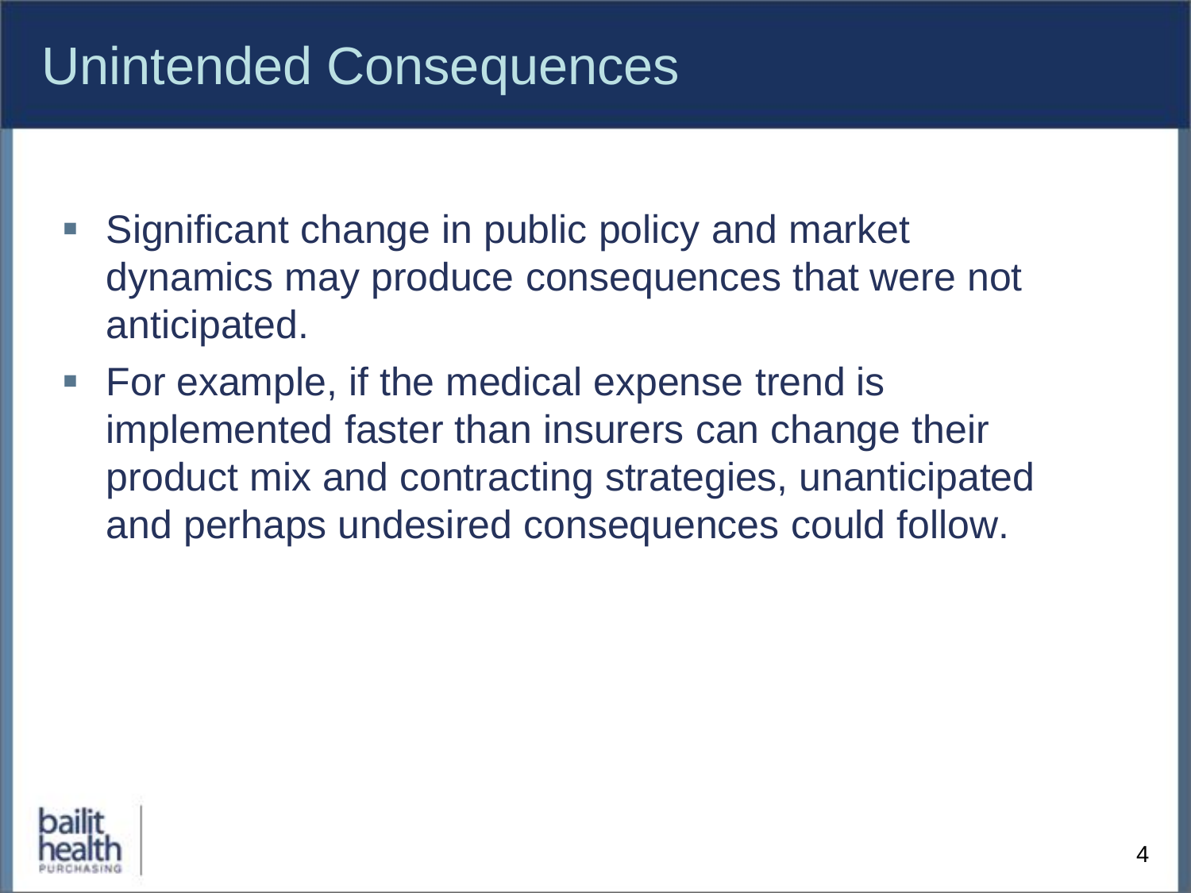# Unintended Consequences

- Significant change in public policy and market dynamics may produce consequences that were not anticipated.
- For example, if the medical expense trend is implemented faster than insurers can change their product mix and contracting strategies, unanticipated and perhaps undesired consequences could follow.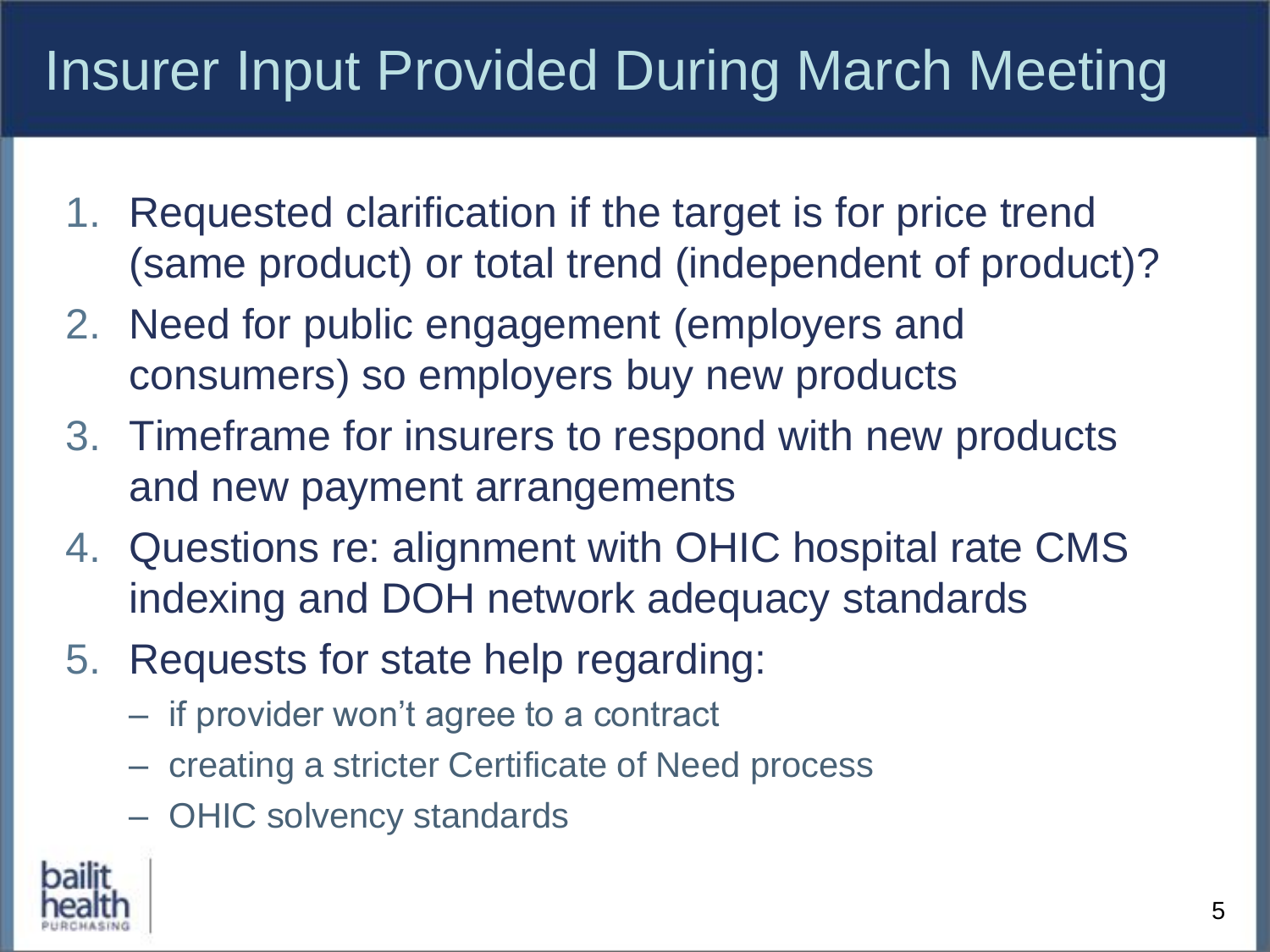# Insurer Input Provided During March Meeting

1. Requested clarification if the target is for price trend (same product) or total trend (independent of product)?
2. Need for public engagement (employers and consumers) so employers buy new products
3. Timeframe for insurers to respond with new products and new payment arrangements
4. Questions re: alignment with OHIC hospital rate CMS indexing and DOH network adequacy standards
5. Requests for state help regarding:
   - if provider won't agree to a contract
   - creating a stricter Certificate of Need process
   - OHIC solvency standards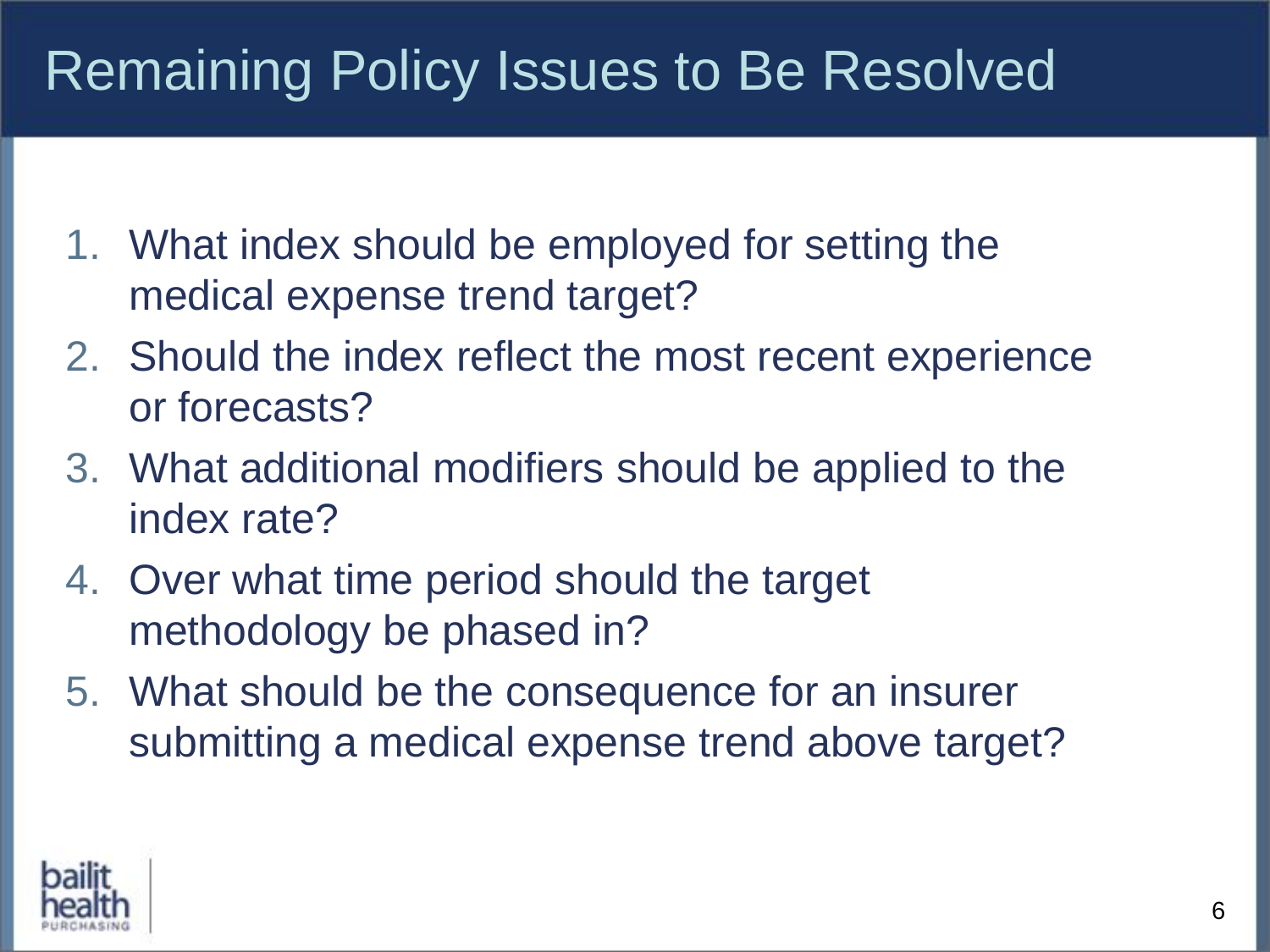# Remaining Policy Issues to Be Resolved

1. What index should be employed for setting the medical expense trend target?
2. Should the index reflect the most recent experience or forecasts?
3. What additional modifiers should be applied to the index rate?
4. Over what time period should the target methodology be phased in?
5. What should be the consequence for an insurer submitting a medical expense trend above target?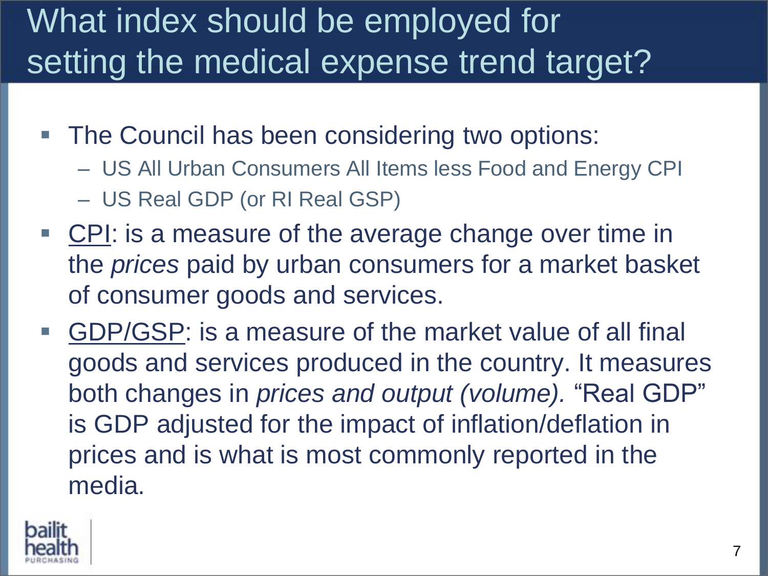# What index should be employed for setting the medical expense trend target?

- The Council has been considering two options:
  - US All Urban Consumers All Items less Food and Energy CPI
  - US Real GDP (or RI Real GSP)
- CPI: is a measure of the average change over time in the *prices* paid by urban consumers for a market basket of consumer goods and services.
- GDP/GSP: is a measure of the market value of all final goods and services produced in the country. It measures both changes in *prices and output (volume).* "Real GDP" is GDP adjusted for the impact of inflation/deflation in prices and is what is most commonly reported in the media.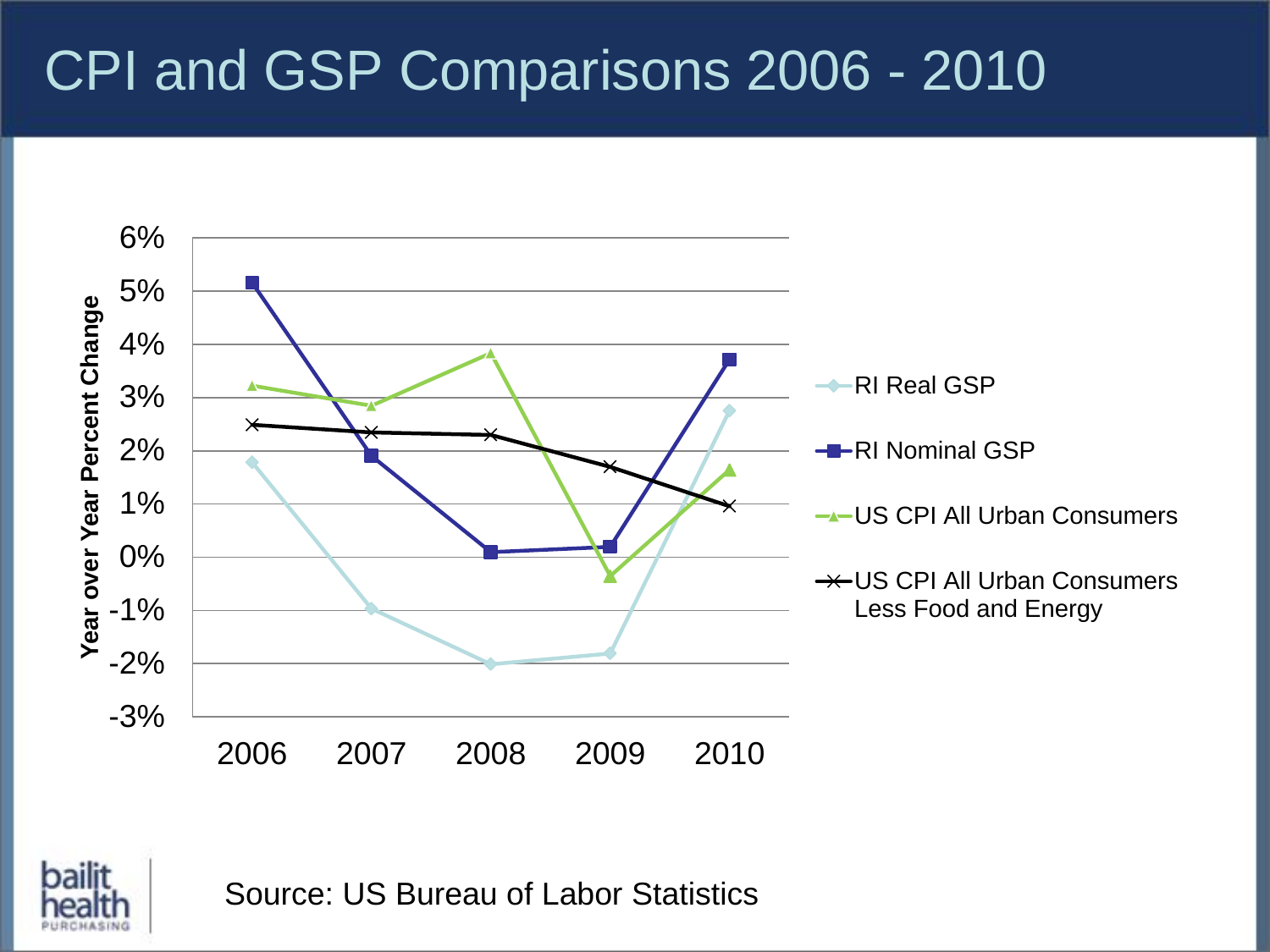# CPI and GSP Comparisons 2006 - 2010

Year over Year Percent Change

| | 2006 | 2007 | 2008 | 2009 | 2010 |
|---|---|---|---|---|---|
| RI Real GSP | 1.8% | -1.0% | -2.0% | -1.8% | 2.8% |
| RI Nominal GSP | 5.1% | 1.9% | 0.1% | 0.2% | 3.7% |
| US CPI All Urban Consumers | 3.2% | 2.8% | 3.8% | -0.4% | 1.6% |
| US CPI All Urban Consumers Less Food and Energy | 2.5% | 2.3% | 2.3% | 1.7% | 1.0% |

Source: US Bureau of Labor Statistics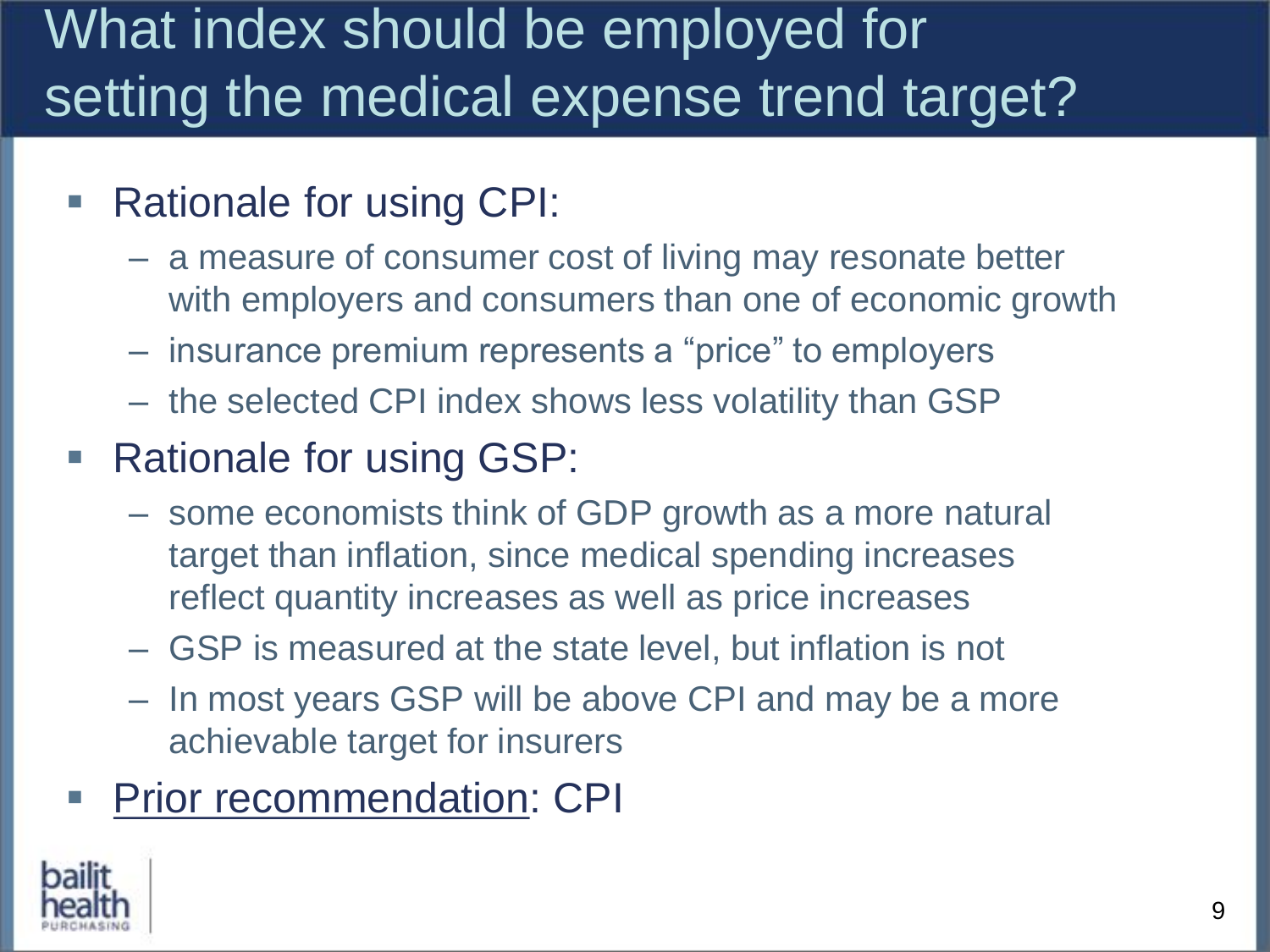# What index should be employed for setting the medical expense trend target?

- Rationale for using CPI:
  - a measure of consumer cost of living may resonate better with employers and consumers than one of economic growth
  - insurance premium represents a "price" to employers
  - the selected CPI index shows less volatility than GSP
- Rationale for using GSP:
  - some economists think of GDP growth as a more natural target than inflation, since medical spending increases reflect quantity increases as well as price increases
  - GSP is measured at the state level, but inflation is not
  - In most years GSP will be above CPI and may be a more achievable target for insurers
- <u>Prior recommendation</u>: CPI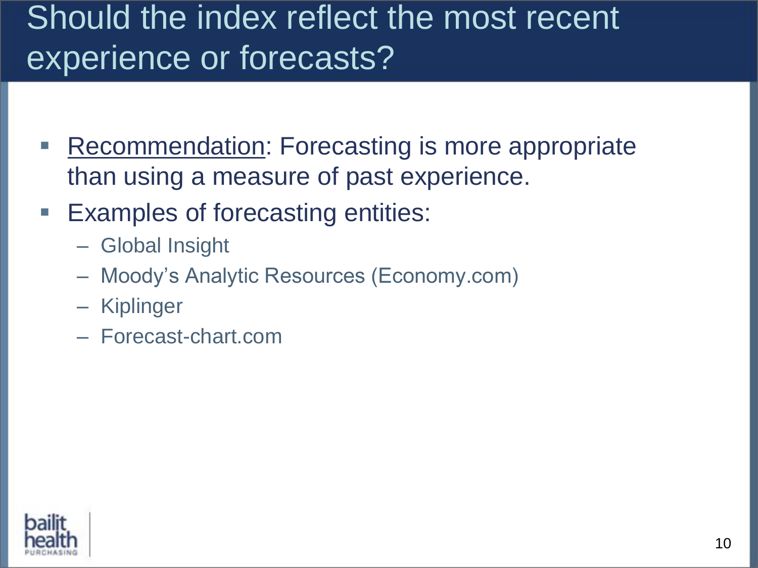# Should the index reflect the most recent experience or forecasts?

- Recommendation: Forecasting is more appropriate than using a measure of past experience.
- Examples of forecasting entities:
  - Global Insight
  - Moody's Analytic Resources (Economy.com)
  - Kiplinger
  - Forecast-chart.com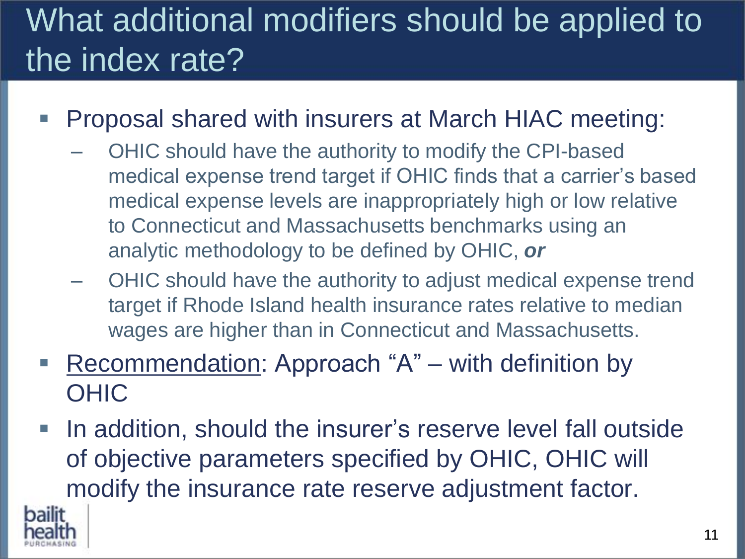# What additional modifiers should be applied to the index rate?

- Proposal shared with insurers at March HIAC meeting:
  - OHIC should have the authority to modify the CPI-based medical expense trend target if OHIC finds that a carrier's based medical expense levels are inappropriately high or low relative to Connecticut and Massachusetts benchmarks using an analytic methodology to be defined by OHIC, ***or***
  - OHIC should have the authority to adjust medical expense trend target if Rhode Island health insurance rates relative to median wages are higher than in Connecticut and Massachusetts.
- <u>Recommendation</u>: Approach "A" – with definition by OHIC
- In addition, should the insurer's reserve level fall outside of objective parameters specified by OHIC, OHIC will modify the insurance rate reserve adjustment factor.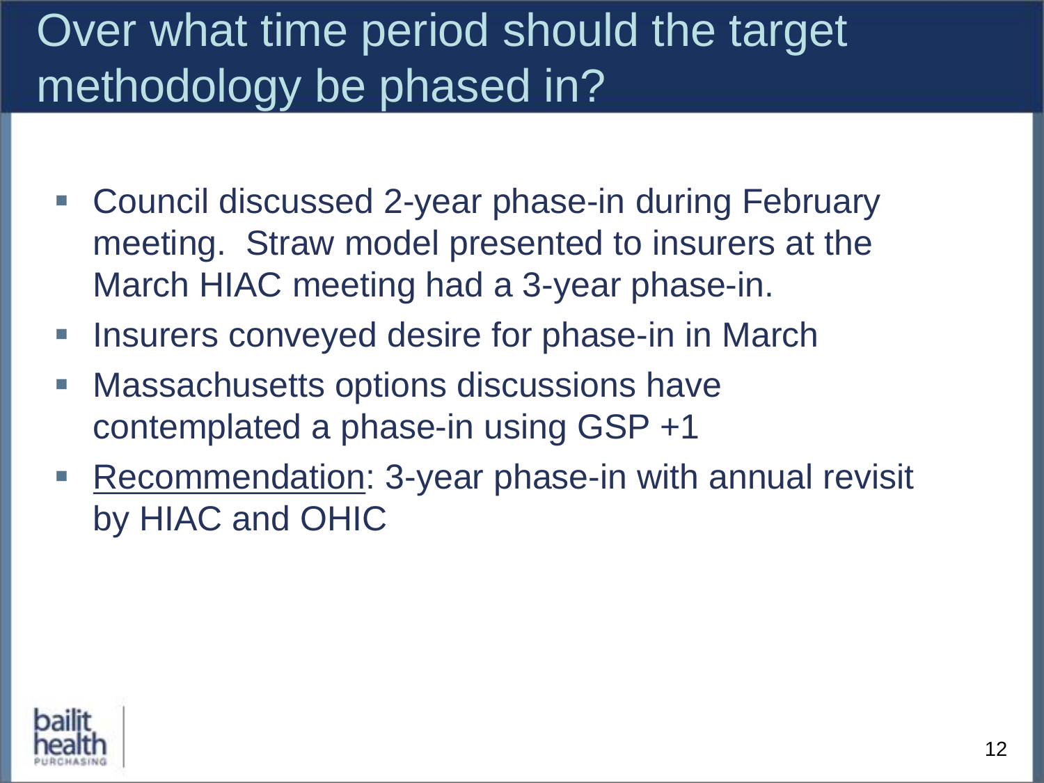# Over what time period should the target methodology be phased in?

- Council discussed 2-year phase-in during February meeting. Straw model presented to insurers at the March HIAC meeting had a 3-year phase-in.
- Insurers conveyed desire for phase-in in March
- Massachusetts options discussions have contemplated a phase-in using GSP +1
- Recommendation: 3-year phase-in with annual revisit by HIAC and OHIC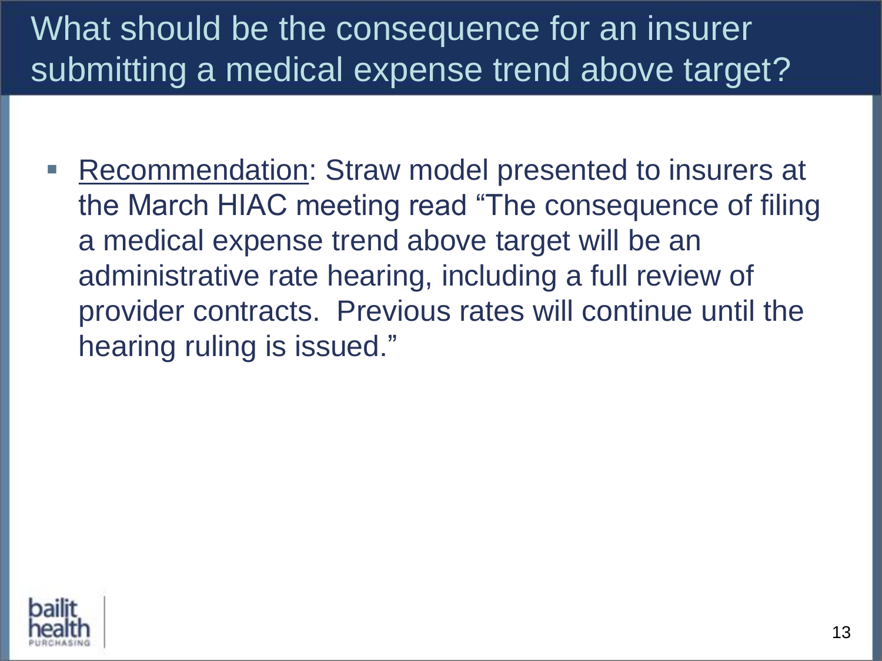# What should be the consequence for an insurer submitting a medical expense trend above target?

- Recommendation: Straw model presented to insurers at the March HIAC meeting read "The consequence of filing a medical expense trend above target will be an administrative rate hearing, including a full review of provider contracts. Previous rates will continue until the hearing ruling is issued."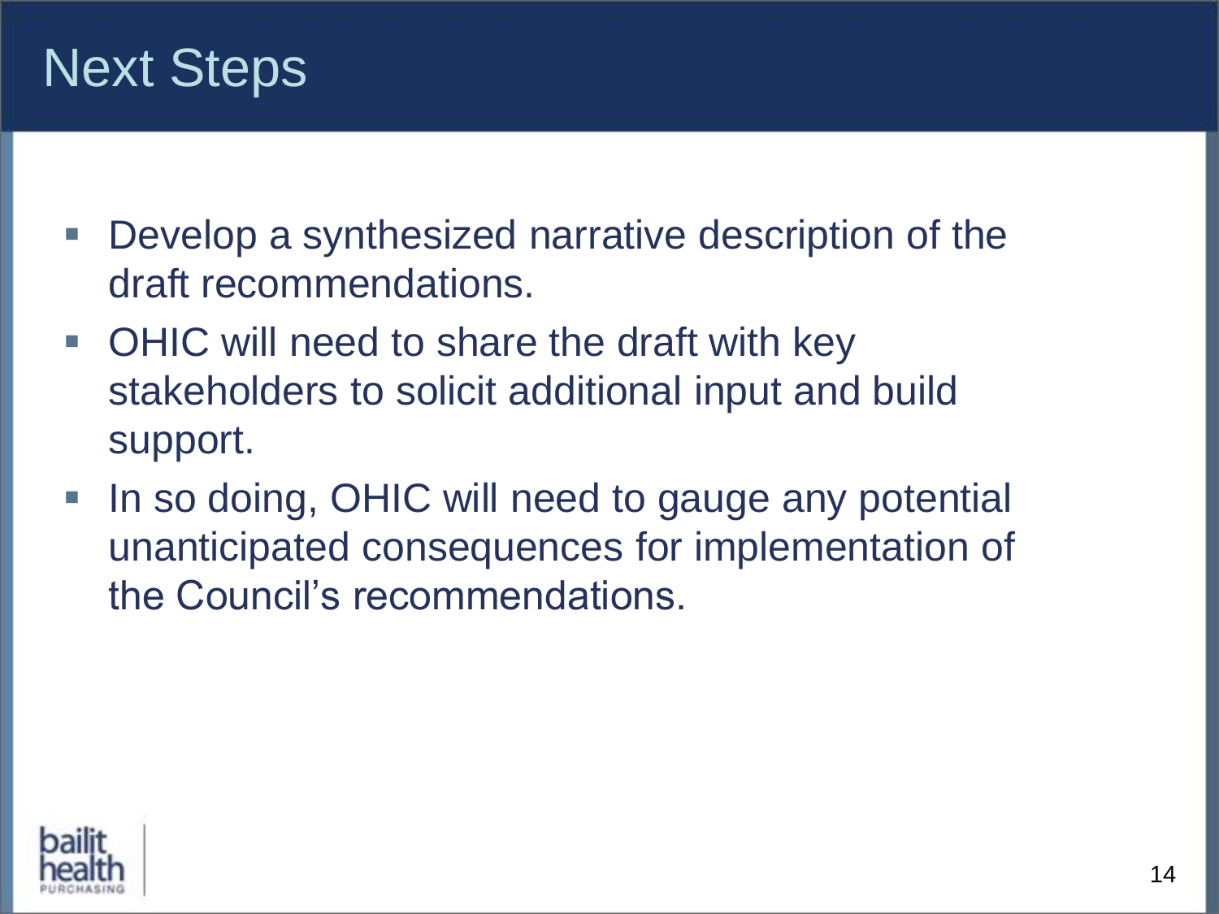# Next Steps

- Develop a synthesized narrative description of the draft recommendations.
- OHIC will need to share the draft with key stakeholders to solicit additional input and build support.
- In so doing, OHIC will need to gauge any potential unanticipated consequences for implementation of the Council's recommendations.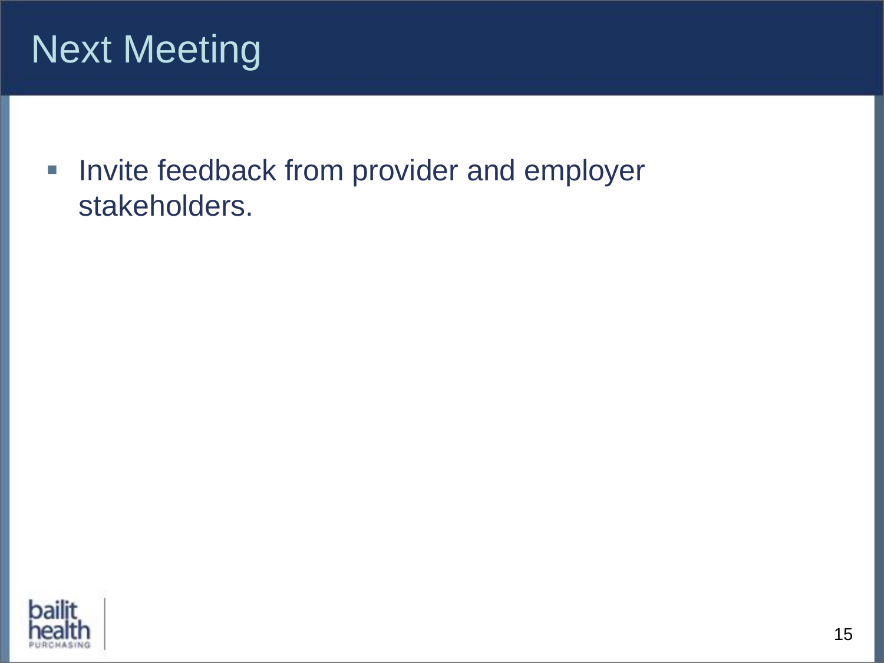# Next Meeting

- Invite feedback from provider and employer stakeholders.